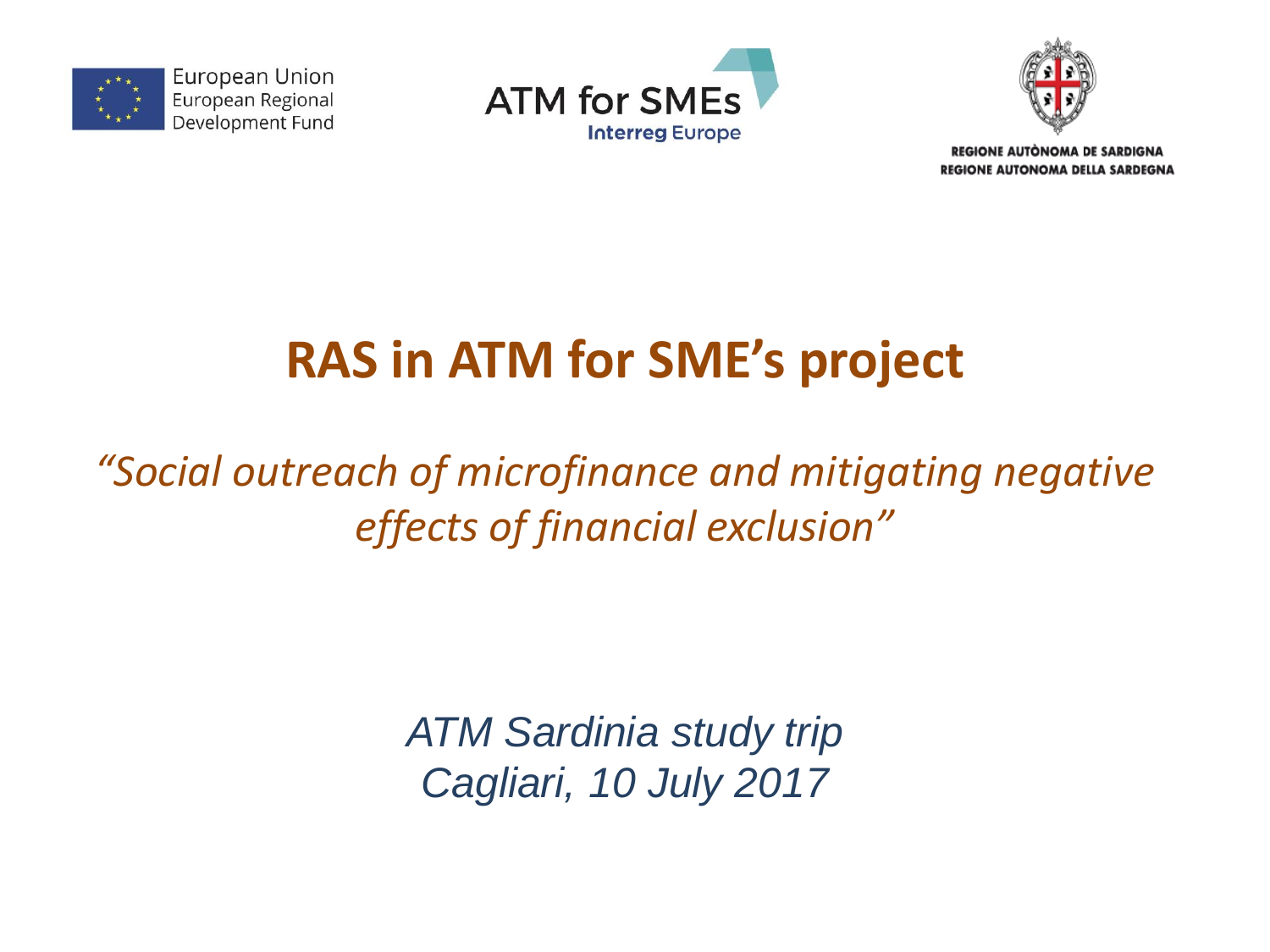European Union
European Regional
Development Fund

ATM for SMEs
Interreg Europe

REGIONE AUTÒNOMA DE SARDIGNA
REGIONE AUTONOMA DELLA SARDEGNA

# RAS in ATM for SME's project

*"Social outreach of microfinance and mitigating negative effects of financial exclusion"*

*ATM Sardinia study trip*
*Cagliari, 10 July 2017*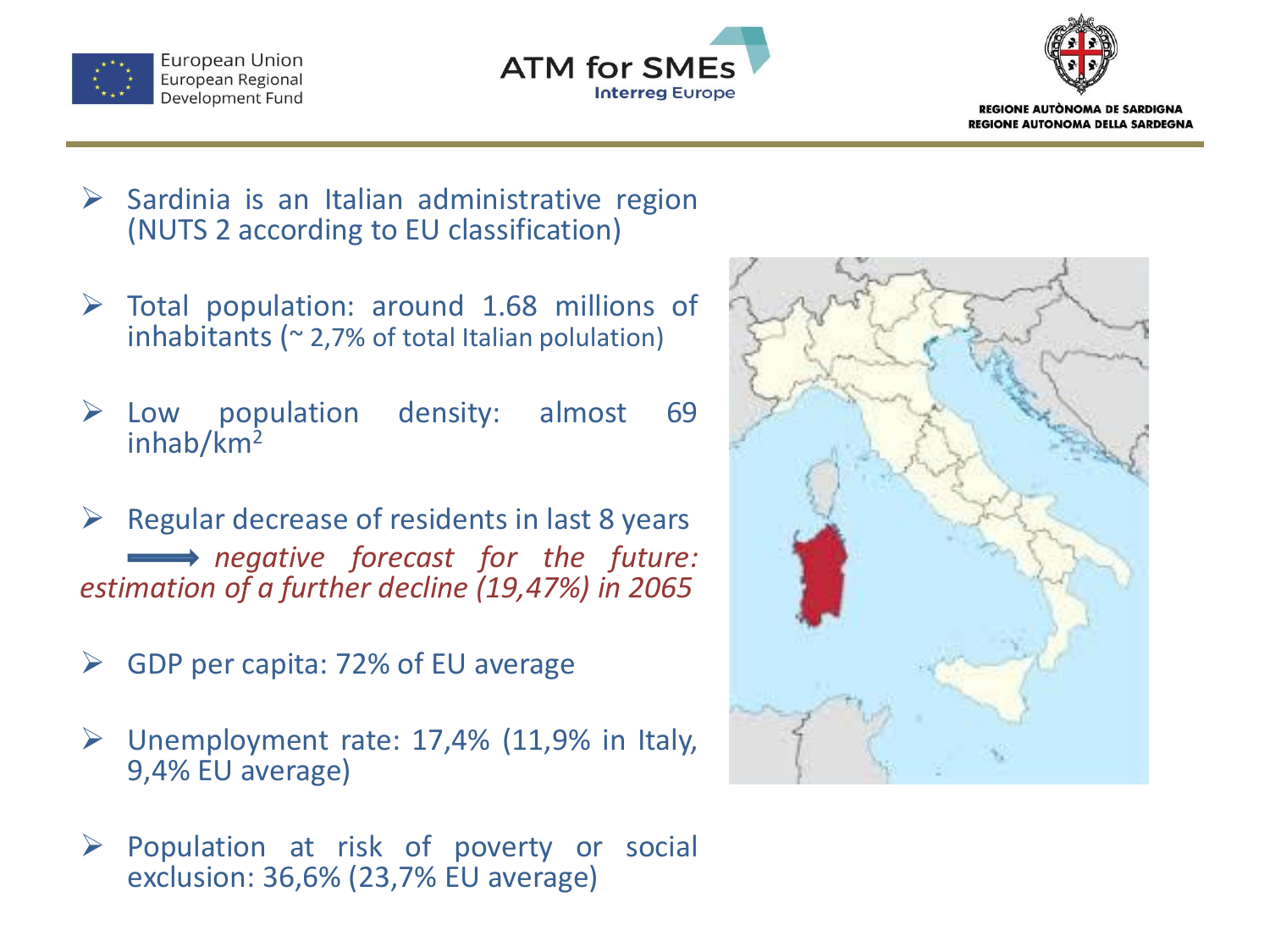- Sardinia is an Italian administrative region (NUTS 2 according to EU classification)

- Total population: around 1.68 millions of inhabitants (~ 2,7% of total Italian polulation)

- Low population density: almost 69 inhab/km$^2$

- Regular decrease of residents in last 8 years
  → *negative forecast for the future: estimation of a further decline (19,47%) in 2065*

- GDP per capita: 72% of EU average

- Unemployment rate: 17,4% (11,9% in Italy, 9,4% EU average)

- Population at risk of poverty or social exclusion: 36,6% (23,7% EU average)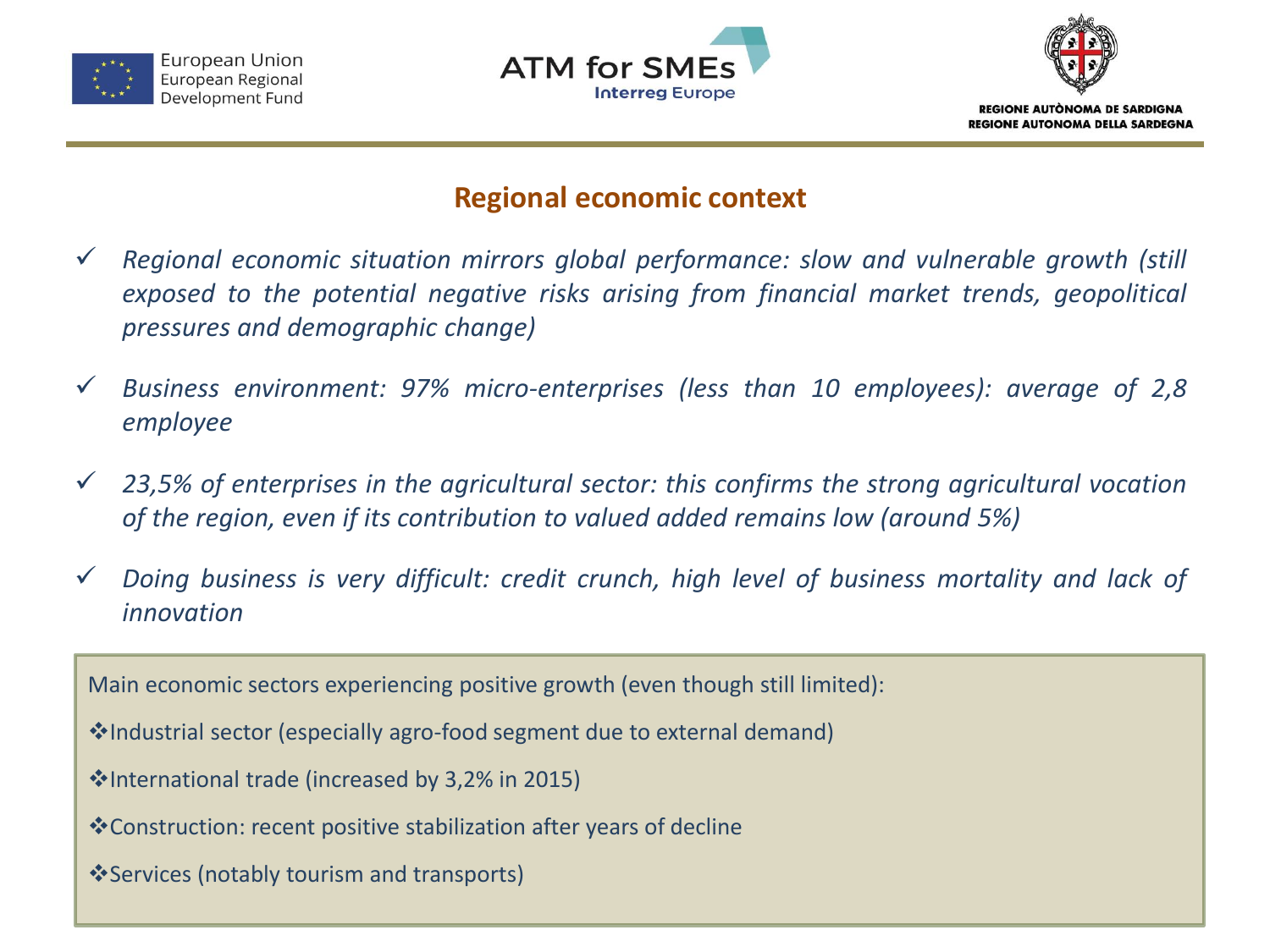## Regional economic context

- ✓ *Regional economic situation mirrors global performance: slow and vulnerable growth (still exposed to the potential negative risks arising from financial market trends, geopolitical pressures and demographic change)*
- ✓ *Business environment: 97% micro-enterprises (less than 10 employees): average of 2,8 employee*
- ✓ *23,5% of enterprises in the agricultural sector: this confirms the strong agricultural vocation of the region, even if its contribution to valued added remains low (around 5%)*
- ✓ *Doing business is very difficult: credit crunch, high level of business mortality and lack of innovation*

Main economic sectors experiencing positive growth (even though still limited):

- ❖Industrial sector (especially agro-food segment due to external demand)
- ❖International trade (increased by 3,2% in 2015)
- ❖Construction: recent positive stabilization after years of decline
- ❖Services (notably tourism and transports)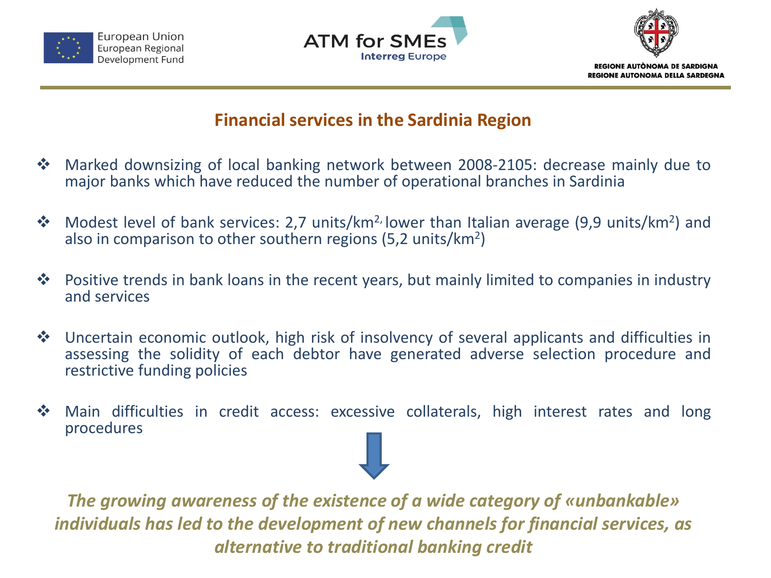## Financial services in the Sardinia Region

- Marked downsizing of local banking network between 2008-2105: decrease mainly due to major banks which have reduced the number of operational branches in Sardinia
- Modest level of bank services: 2,7 units/km$^{2,}$ lower than Italian average (9,9 units/km$^2$) and also in comparison to other southern regions (5,2 units/km$^2$)
- Positive trends in bank loans in the recent years, but mainly limited to companies in industry and services
- Uncertain economic outlook, high risk of insolvency of several applicants and difficulties in assessing the solidity of each debtor have generated adverse selection procedure and restrictive funding policies
- Main difficulties in credit access: excessive collaterals, high interest rates and long procedures

***The growing awareness of the existence of a wide category of «unbankable» individuals has led to the development of new channels for financial services, as alternative to traditional banking credit***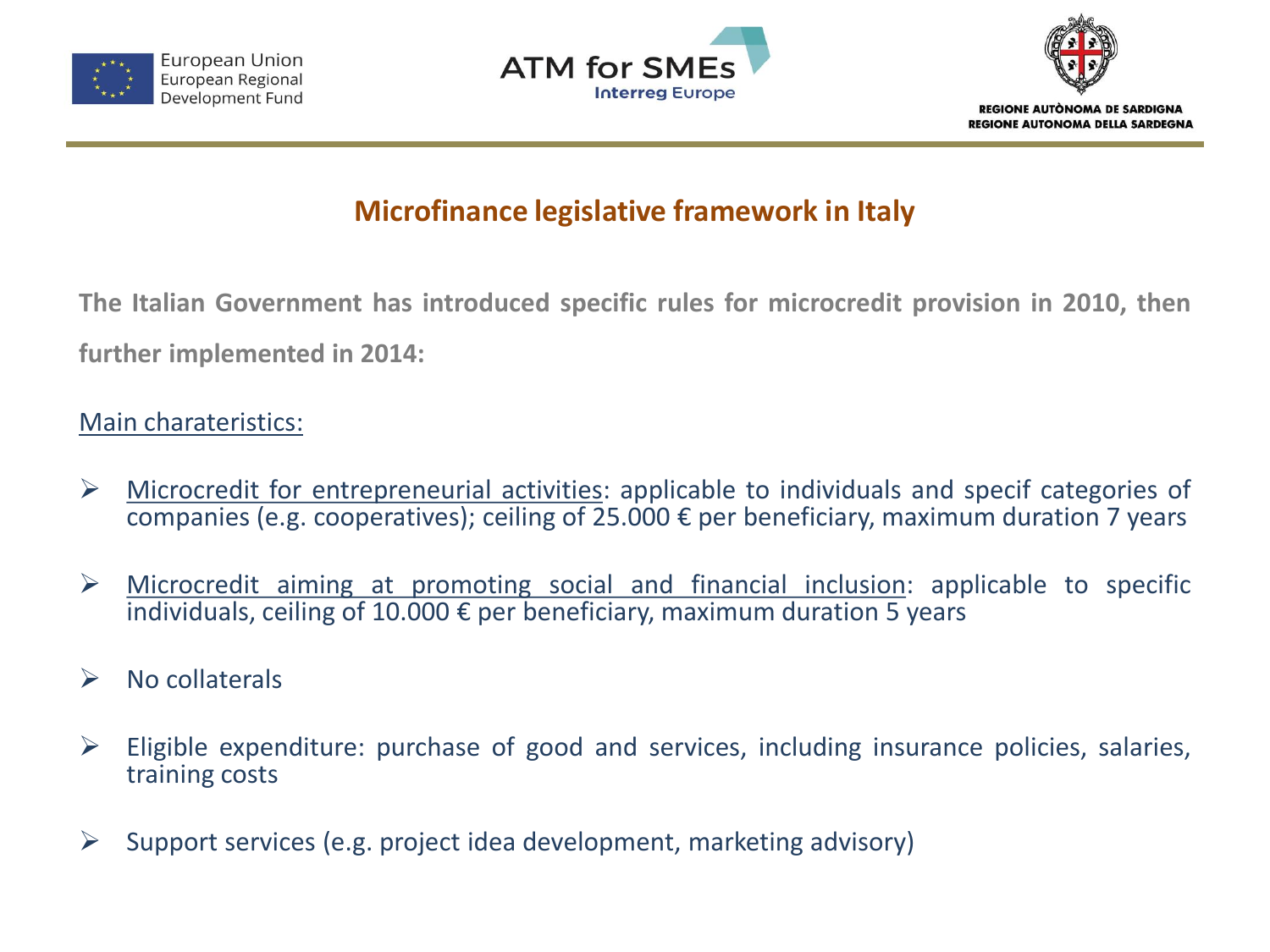## Microfinance legislative framework in Italy

**The Italian Government has introduced specific rules for microcredit provision in 2010, then further implemented in 2014:**

Main charateristics:

- Microcredit for entrepreneurial activities: applicable to individuals and specif categories of companies (e.g. cooperatives); ceiling of 25.000 € per beneficiary, maximum duration 7 years
- Microcredit aiming at promoting social and financial inclusion: applicable to specific individuals, ceiling of 10.000 € per beneficiary, maximum duration 5 years
- No collaterals
- Eligible expenditure: purchase of good and services, including insurance policies, salaries, training costs
- Support services (e.g. project idea development, marketing advisory)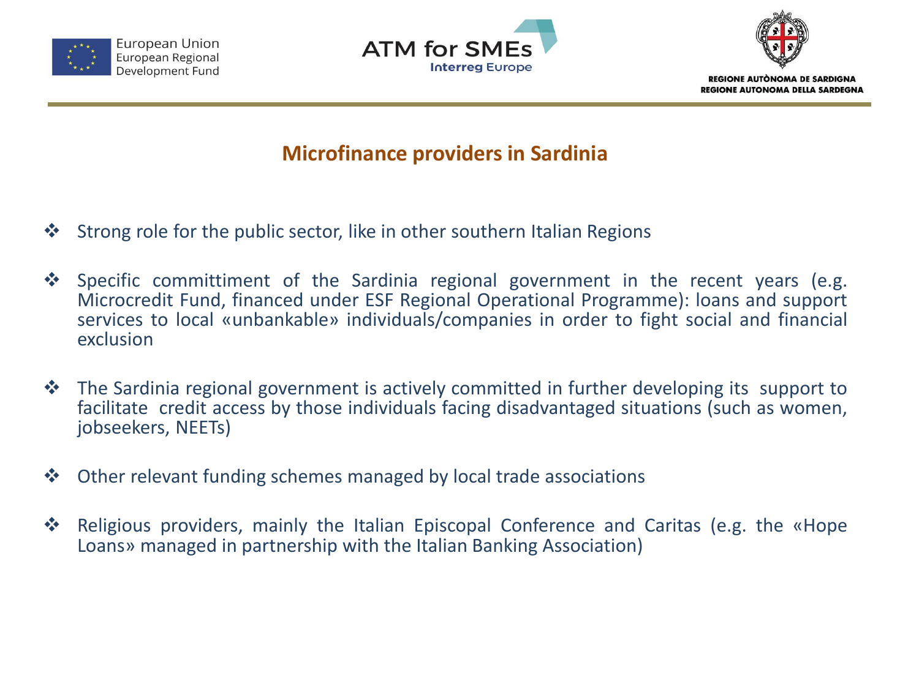## Microfinance providers in Sardinia

- Strong role for the public sector, like in other southern Italian Regions
- Specific committiment of the Sardinia regional government in the recent years (e.g. Microcredit Fund, financed under ESF Regional Operational Programme): loans and support services to local «unbankable» individuals/companies in order to fight social and financial exclusion
- The Sardinia regional government is actively committed in further developing its support to facilitate credit access by those individuals facing disadvantaged situations (such as women, jobseekers, NEETs)
- Other relevant funding schemes managed by local trade associations
- Religious providers, mainly the Italian Episcopal Conference and Caritas (e.g. the «Hope Loans» managed in partnership with the Italian Banking Association)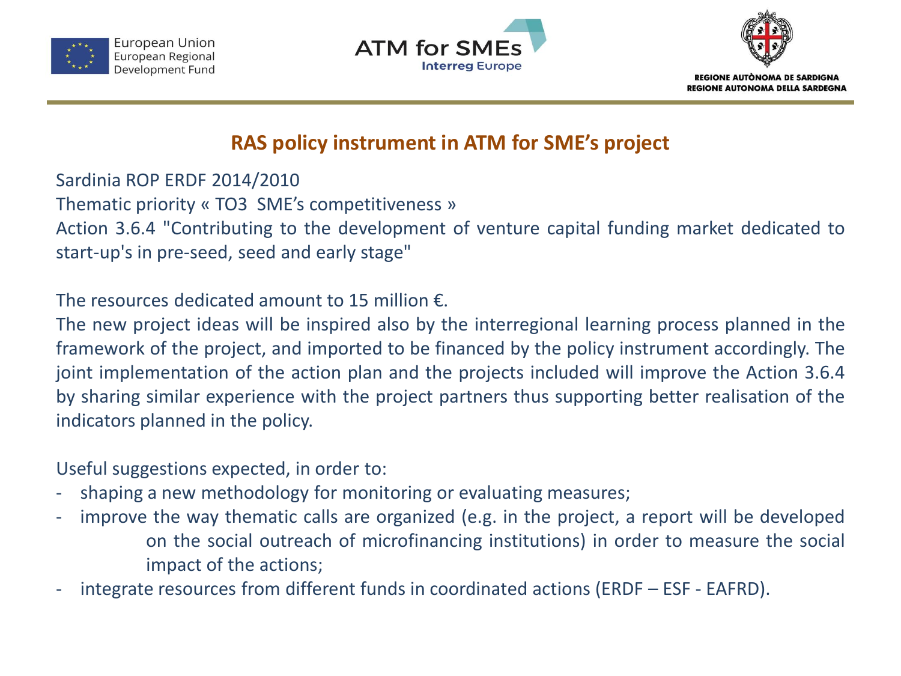## RAS policy instrument in ATM for SME's project

Sardinia ROP ERDF 2014/2010

Thematic priority « TO3 SME's competitiveness »

Action 3.6.4 "Contributing to the development of venture capital funding market dedicated to start-up's in pre-seed, seed and early stage"

The resources dedicated amount to 15 million €.

The new project ideas will be inspired also by the interregional learning process planned in the framework of the project, and imported to be financed by the policy instrument accordingly. The joint implementation of the action plan and the projects included will improve the Action 3.6.4 by sharing similar experience with the project partners thus supporting better realisation of the indicators planned in the policy.

Useful suggestions expected, in order to:

- shaping a new methodology for monitoring or evaluating measures;
- improve the way thematic calls are organized (e.g. in the project, a report will be developed on the social outreach of microfinancing institutions) in order to measure the social impact of the actions;
- integrate resources from different funds in coordinated actions (ERDF – ESF - EAFRD).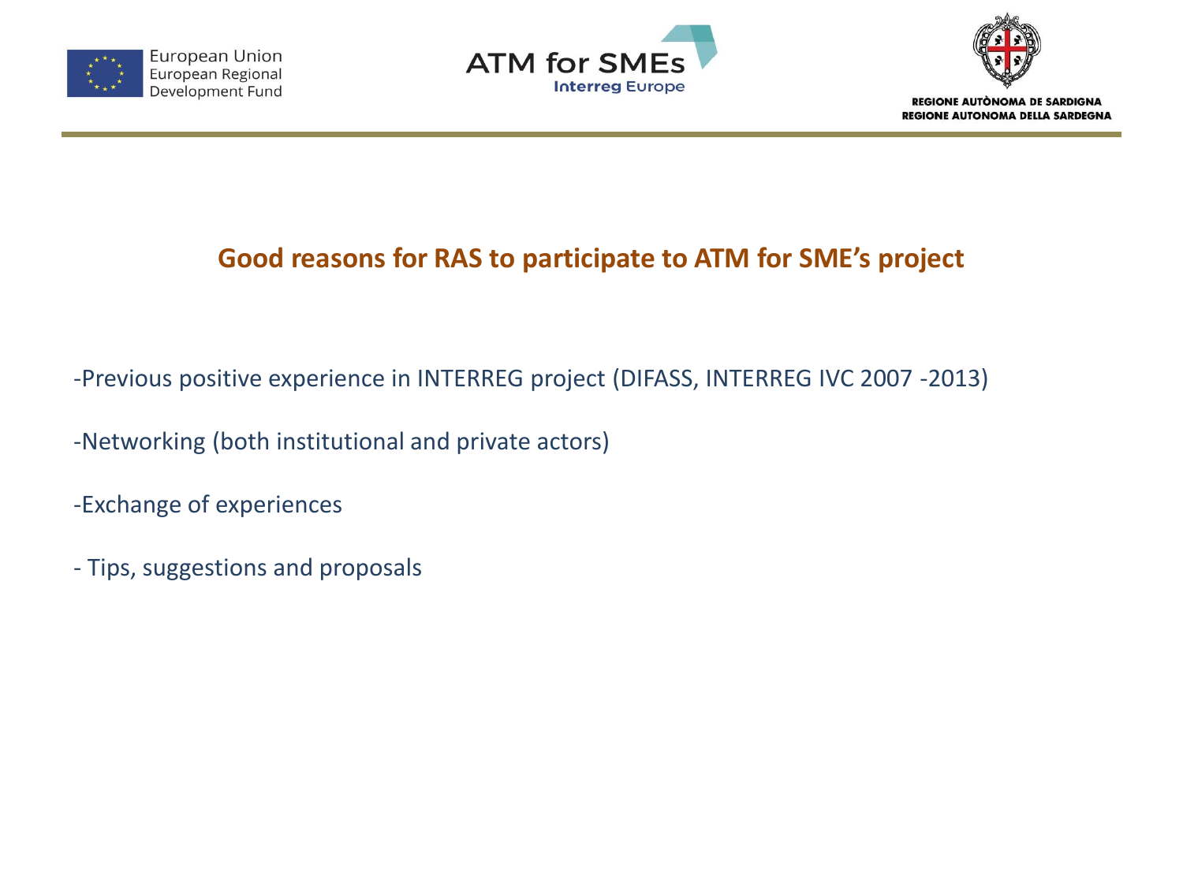## Good reasons for RAS to participate to ATM for SME's project

-Previous positive experience in INTERREG project (DIFASS, INTERREG IVC 2007 -2013)

-Networking (both institutional and private actors)

-Exchange of experiences

- Tips, suggestions and proposals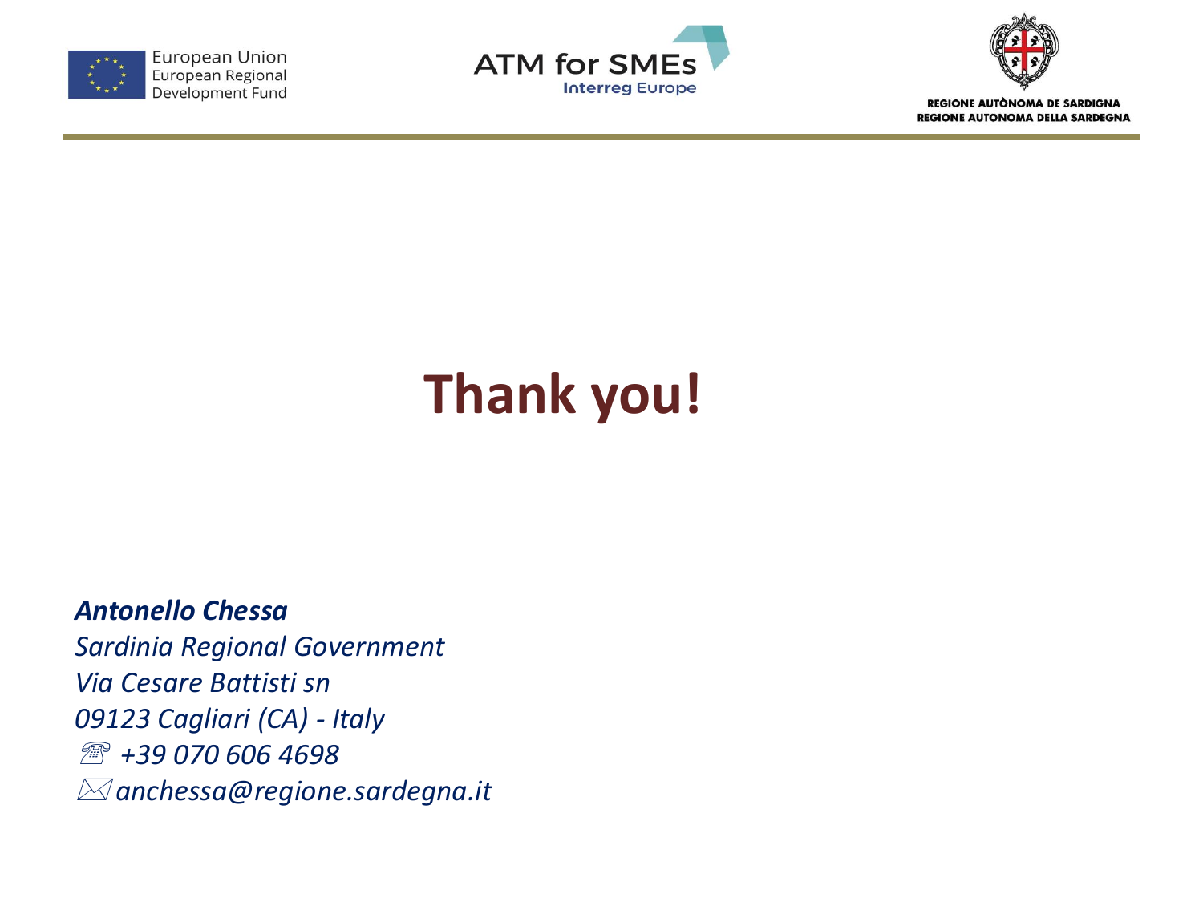European Union
European Regional
Development Fund

ATM for SMEs
Interreg Europe

REGIONE AUTÒNOMA DE SARDIGNA
REGIONE AUTONOMA DELLA SARDEGNA

# Thank you!

***Antonello Chessa***
*Sardinia Regional Government*
*Via Cesare Battisti sn*
*09123 Cagliari (CA) - Italy*
*☏ +39 070 606 4698*
*✉ anchessa@regione.sardegna.it*